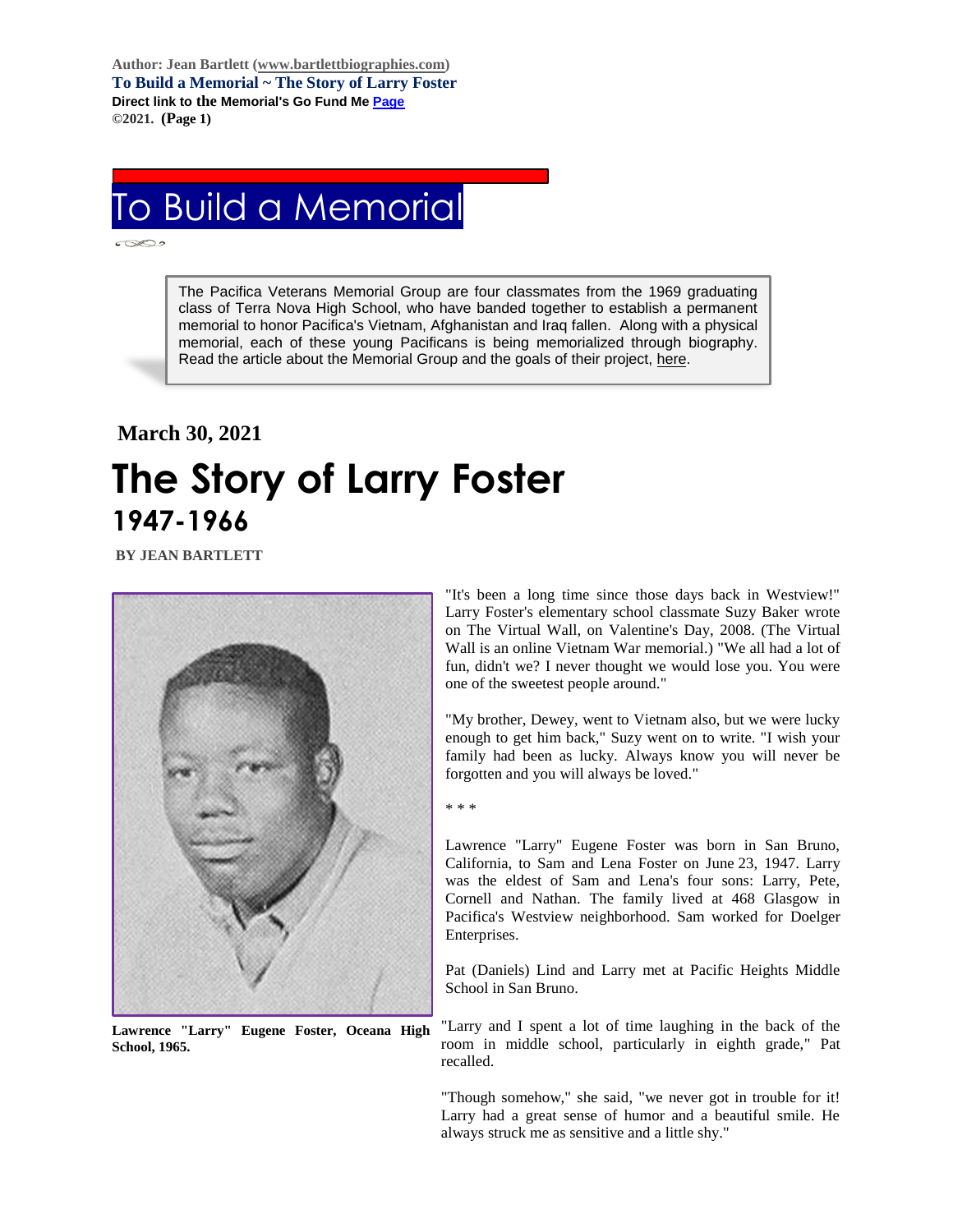Author: Jean Bartlett (www.bartlettbiographies.com)
**To Build a Memorial ~ The Story of Larry Foster**
**Direct link to the Memorial's Go Fund Me Page**
©2021. (Page 1)

# To Build a Memorial

The Pacifica Veterans Memorial Group are four classmates from the 1969 graduating class of Terra Nova High School, who have banded together to establish a permanent memorial to honor Pacifica's Vietnam, Afghanistan and Iraq fallen. Along with a physical memorial, each of these young Pacificans is being memorialized through biography. Read the article about the Memorial Group and the goals of their project, here.

**March 30, 2021**

# The Story of Larry Foster

## 1947-1966

**BY JEAN BARTLETT**

**Lawrence "Larry" Eugene Foster, Oceana High School, 1965.**

"It's been a long time since those days back in Westview!" Larry Foster's elementary school classmate Suzy Baker wrote on The Virtual Wall, on Valentine's Day, 2008. (The Virtual Wall is an online Vietnam War memorial.) "We all had a lot of fun, didn't we? I never thought we would lose you. You were one of the sweetest people around."

"My brother, Dewey, went to Vietnam also, but we were lucky enough to get him back," Suzy went on to write. "I wish your family had been as lucky. Always know you will never be forgotten and you will always be loved."

* * *

Lawrence "Larry" Eugene Foster was born in San Bruno, California, to Sam and Lena Foster on June 23, 1947. Larry was the eldest of Sam and Lena's four sons: Larry, Pete, Cornell and Nathan. The family lived at 468 Glasgow in Pacifica's Westview neighborhood. Sam worked for Doelger Enterprises.

Pat (Daniels) Lind and Larry met at Pacific Heights Middle School in San Bruno.

"Larry and I spent a lot of time laughing in the back of the room in middle school, particularly in eighth grade," Pat recalled.

"Though somehow," she said, "we never got in trouble for it! Larry had a great sense of humor and a beautiful smile. He always struck me as sensitive and a little shy."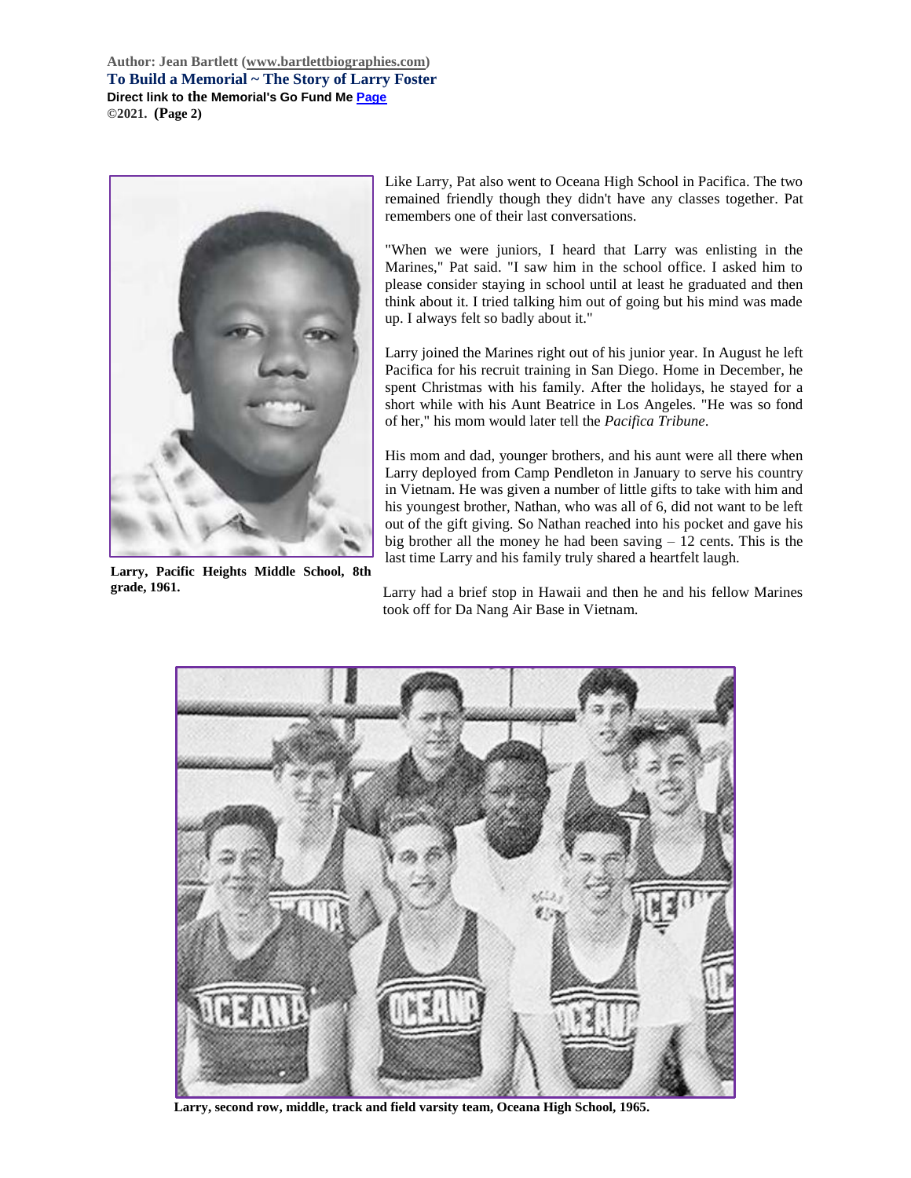Author: Jean Bartlett (www.bartlettbiographies.com)
To Build a Memorial ~ The Story of Larry Foster
Direct link to the Memorial's Go Fund Me Page
©2021. (Page 2)

Larry, Pacific Heights Middle School, 8th grade, 1961.

Like Larry, Pat also went to Oceana High School in Pacifica. The two remained friendly though they didn't have any classes together. Pat remembers one of their last conversations.

"When we were juniors, I heard that Larry was enlisting in the Marines," Pat said. "I saw him in the school office. I asked him to please consider staying in school until at least he graduated and then think about it. I tried talking him out of going but his mind was made up. I always felt so badly about it."

Larry joined the Marines right out of his junior year. In August he left Pacifica for his recruit training in San Diego. Home in December, he spent Christmas with his family. After the holidays, he stayed for a short while with his Aunt Beatrice in Los Angeles. "He was so fond of her," his mom would later tell the *Pacifica Tribune*.

His mom and dad, younger brothers, and his aunt were all there when Larry deployed from Camp Pendleton in January to serve his country in Vietnam. He was given a number of little gifts to take with him and his youngest brother, Nathan, who was all of 6, did not want to be left out of the gift giving. So Nathan reached into his pocket and gave his big brother all the money he had been saving – 12 cents. This is the last time Larry and his family truly shared a heartfelt laugh.

Larry had a brief stop in Hawaii and then he and his fellow Marines took off for Da Nang Air Base in Vietnam.

Larry, second row, middle, track and field varsity team, Oceana High School, 1965.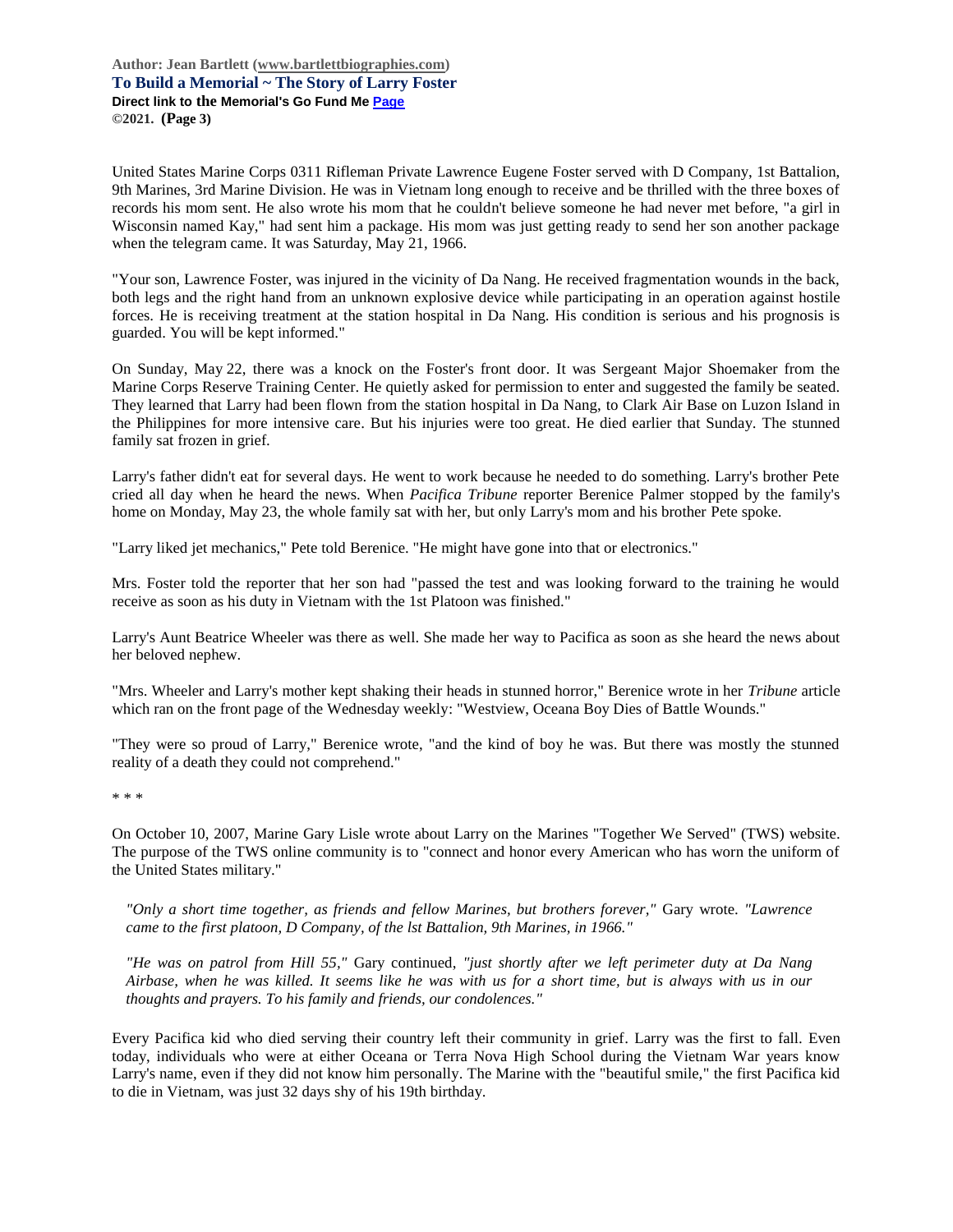United States Marine Corps 0311 Rifleman Private Lawrence Eugene Foster served with D Company, 1st Battalion, 9th Marines, 3rd Marine Division. He was in Vietnam long enough to receive and be thrilled with the three boxes of records his mom sent. He also wrote his mom that he couldn't believe someone he had never met before, "a girl in Wisconsin named Kay," had sent him a package. His mom was just getting ready to send her son another package when the telegram came. It was Saturday, May 21, 1966.

"Your son, Lawrence Foster, was injured in the vicinity of Da Nang. He received fragmentation wounds in the back, both legs and the right hand from an unknown explosive device while participating in an operation against hostile forces. He is receiving treatment at the station hospital in Da Nang. His condition is serious and his prognosis is guarded. You will be kept informed."

On Sunday, May 22, there was a knock on the Foster's front door. It was Sergeant Major Shoemaker from the Marine Corps Reserve Training Center. He quietly asked for permission to enter and suggested the family be seated. They learned that Larry had been flown from the station hospital in Da Nang, to Clark Air Base on Luzon Island in the Philippines for more intensive care. But his injuries were too great. He died earlier that Sunday. The stunned family sat frozen in grief.

Larry's father didn't eat for several days. He went to work because he needed to do something. Larry's brother Pete cried all day when he heard the news. When *Pacifica Tribune* reporter Berenice Palmer stopped by the family's home on Monday, May 23, the whole family sat with her, but only Larry's mom and his brother Pete spoke.

"Larry liked jet mechanics," Pete told Berenice. "He might have gone into that or electronics."

Mrs. Foster told the reporter that her son had "passed the test and was looking forward to the training he would receive as soon as his duty in Vietnam with the 1st Platoon was finished."

Larry's Aunt Beatrice Wheeler was there as well. She made her way to Pacifica as soon as she heard the news about her beloved nephew.

"Mrs. Wheeler and Larry's mother kept shaking their heads in stunned horror," Berenice wrote in her *Tribune* article which ran on the front page of the Wednesday weekly: "Westview, Oceana Boy Dies of Battle Wounds."

"They were so proud of Larry," Berenice wrote, "and the kind of boy he was. But there was mostly the stunned reality of a death they could not comprehend."

\* \* \*

On October 10, 2007, Marine Gary Lisle wrote about Larry on the Marines "Together We Served" (TWS) website. The purpose of the TWS online community is to "connect and honor every American who has worn the uniform of the United States military."

> *"Only a short time together, as friends and fellow Marines, but brothers forever,"* Gary wrote. *"Lawrence came to the first platoon, D Company, of the lst Battalion, 9th Marines, in 1966."*
>
> *"He was on patrol from Hill 55,"* Gary continued, *"just shortly after we left perimeter duty at Da Nang Airbase, when he was killed. It seems like he was with us for a short time, but is always with us in our thoughts and prayers. To his family and friends, our condolences."*

Every Pacifica kid who died serving their country left their community in grief. Larry was the first to fall. Even today, individuals who were at either Oceana or Terra Nova High School during the Vietnam War years know Larry's name, even if they did not know him personally. The Marine with the "beautiful smile," the first Pacifica kid to die in Vietnam, was just 32 days shy of his 19th birthday.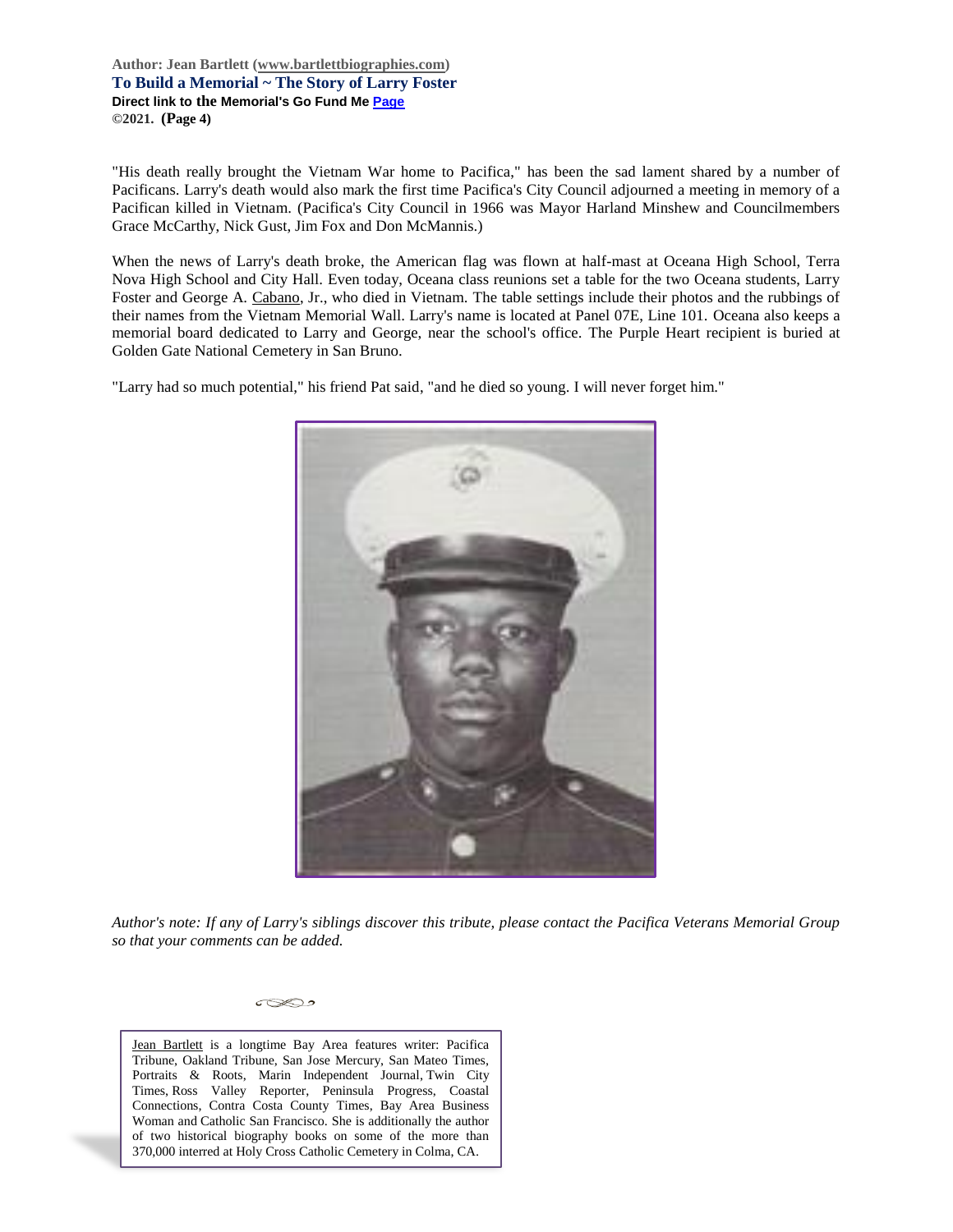"His death really brought the Vietnam War home to Pacifica," has been the sad lament shared by a number of Pacificans. Larry's death would also mark the first time Pacifica's City Council adjourned a meeting in memory of a Pacifican killed in Vietnam. (Pacifica's City Council in 1966 was Mayor Harland Minshew and Councilmembers Grace McCarthy, Nick Gust, Jim Fox and Don McMannis.)

When the news of Larry's death broke, the American flag was flown at half-mast at Oceana High School, Terra Nova High School and City Hall. Even today, Oceana class reunions set a table for the two Oceana students, Larry Foster and George A. Cabano, Jr., who died in Vietnam. The table settings include their photos and the rubbings of their names from the Vietnam Memorial Wall. Larry's name is located at Panel 07E, Line 101. Oceana also keeps a memorial board dedicated to Larry and George, near the school's office. The Purple Heart recipient is buried at Golden Gate National Cemetery in San Bruno.

"Larry had so much potential," his friend Pat said, "and he died so young. I will never forget him."

*Author's note: If any of Larry's siblings discover this tribute, please contact the Pacifica Veterans Memorial Group so that your comments can be added.*

Jean Bartlett is a longtime Bay Area features writer: Pacifica Tribune, Oakland Tribune, San Jose Mercury, San Mateo Times, Portraits & Roots, Marin Independent Journal, Twin City Times, Ross Valley Reporter, Peninsula Progress, Coastal Connections, Contra Costa County Times, Bay Area Business Woman and Catholic San Francisco. She is additionally the author of two historical biography books on some of the more than 370,000 interred at Holy Cross Catholic Cemetery in Colma, CA.